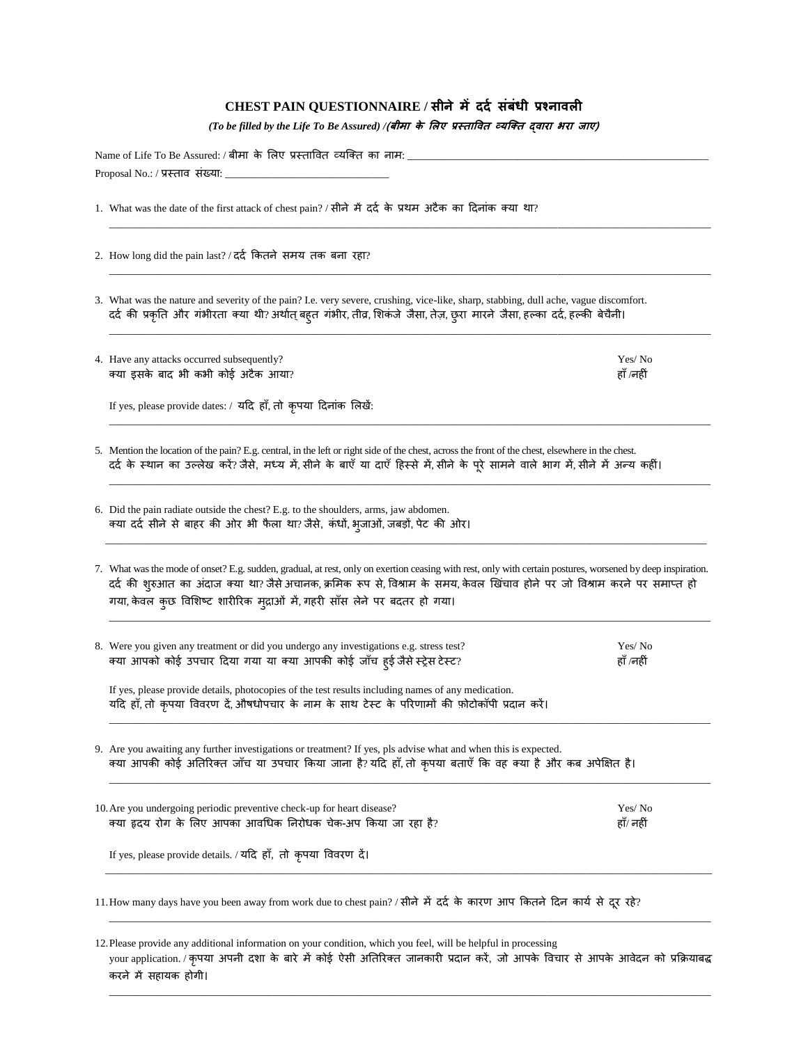# CHEST PAIN QUESTIONNAIRE / सीने में दर्द संबंधी प्रश्नावली

*(To be filled by the Life To Be Assured) /(बीमा के लिए प्रस्तावित व्यक्ति द्वारा भरा जाए)*

Name of Life To Be Assured: / बीमा के लिए प्रस्तावित व्यक्ति का नाम: ____________________________________________________________

Proposal No.: / प्रस्ताव संख्या: ________________________________

1. What was the date of the first attack of chest pain? / सीने में दर्द के प्रथम अटैक का दिनांक क्या था?

   ________________________________________________________________________________________________

2. How long did the pain last? / दर्द कितने समय तक बना रहा?

   ________________________________________________________________________________________________

3. What was the nature and severity of the pain? I.e. very severe, crushing, vice-like, sharp, stabbing, dull ache, vague discomfort.
   दर्द की प्रकृति और गंभीरता क्या थी? अर्थात् बहुत गंभीर, तीव्र, शिकंजे जैसा, तेज़, छुरा मारने जैसा, हल्का दर्द, हल्की बेचैनी।

   ________________________________________________________________________________________________

4. Have any attacks occurred subsequently? Yes/ No
   क्या इसके बाद भी कभी कोई अटैक आया? हाँ /नहीं

   If yes, please provide dates: / यदि हाँ, तो कृपया दिनांक लिखें:

   ________________________________________________________________________________________________

5. Mention the location of the pain? E.g. central, in the left or right side of the chest, across the front of the chest, elsewhere in the chest.
   दर्द के स्थान का उल्लेख करें? जैसे, मध्य में, सीने के बाएँ या दाएँ हिस्से में, सीने के पूरे सामने वाले भाग में, सीने में अन्य कहीं।

   ________________________________________________________________________________________________

6. Did the pain radiate outside the chest? E.g. to the shoulders, arms, jaw abdomen.
   क्या दर्द सीने से बाहर की ओर भी फैला था? जैसे, कंधों, भुजाओं, जबड़ों, पेट की ओर।

   ________________________________________________________________________________________________

7. What was the mode of onset? E.g. sudden, gradual, at rest, only on exertion ceasing with rest, only with certain postures, worsened by deep inspiration.
   दर्द की शुरुआत का अंदाज क्या था? जैसे अचानक, क्रमिक रूप से, विश्राम के समय, केवल खिंचाव होने पर जो विश्राम करने पर समाप्त हो गया, केवल कुछ विशिष्ट शारीरिक मुद्राओं में, गहरी साँस लेने पर बदतर हो गया।

   ________________________________________________________________________________________________

8. Were you given any treatment or did you undergo any investigations e.g. stress test? Yes/ No
   क्या आपको कोई उपचार दिया गया या क्या आपकी कोई जाँच हुई जैसे स्ट्रेस टेस्ट? हाँ /नहीं

   If yes, please provide details, photocopies of the test results including names of any medication.
   यदि हाँ, तो कृपया विवरण दें, औषधोपचार के नाम के साथ टेस्ट के परिणामों की फ़ोटोकॉपी प्रदान करें।

   ________________________________________________________________________________________________

9. Are you awaiting any further investigations or treatment? If yes, pls advise what and when this is expected.
   क्या आपकी कोई अतिरिक्त जाँच या उपचार किया जाना है? यदि हाँ, तो कृपया बताएँ कि वह क्या है और कब अपेक्षित है।

   ________________________________________________________________________________________________

10. Are you undergoing periodic preventive check-up for heart disease? Yes/ No
    क्या हृदय रोग के लिए आपका आवधिक निरोधक चेक-अप किया जा रहा है? हाँ/ नहीं

    If yes, please provide details. / यदि हाँ, तो कृपया विवरण दें।

    ________________________________________________________________________________________________

11. How many days have you been away from work due to chest pain? / सीने में दर्द के कारण आप कितने दिन कार्य से दूर रहे?

    ________________________________________________________________________________________________

12. Please provide any additional information on your condition, which you feel, will be helpful in processing your application. / कृपया अपनी दशा के बारे में कोई ऐसी अतिरिक्त जानकारी प्रदान करें, जो आपके विचार से आपके आवेदन को प्रक्रियाबद्ध करने में सहायक होगी।

    ________________________________________________________________________________________________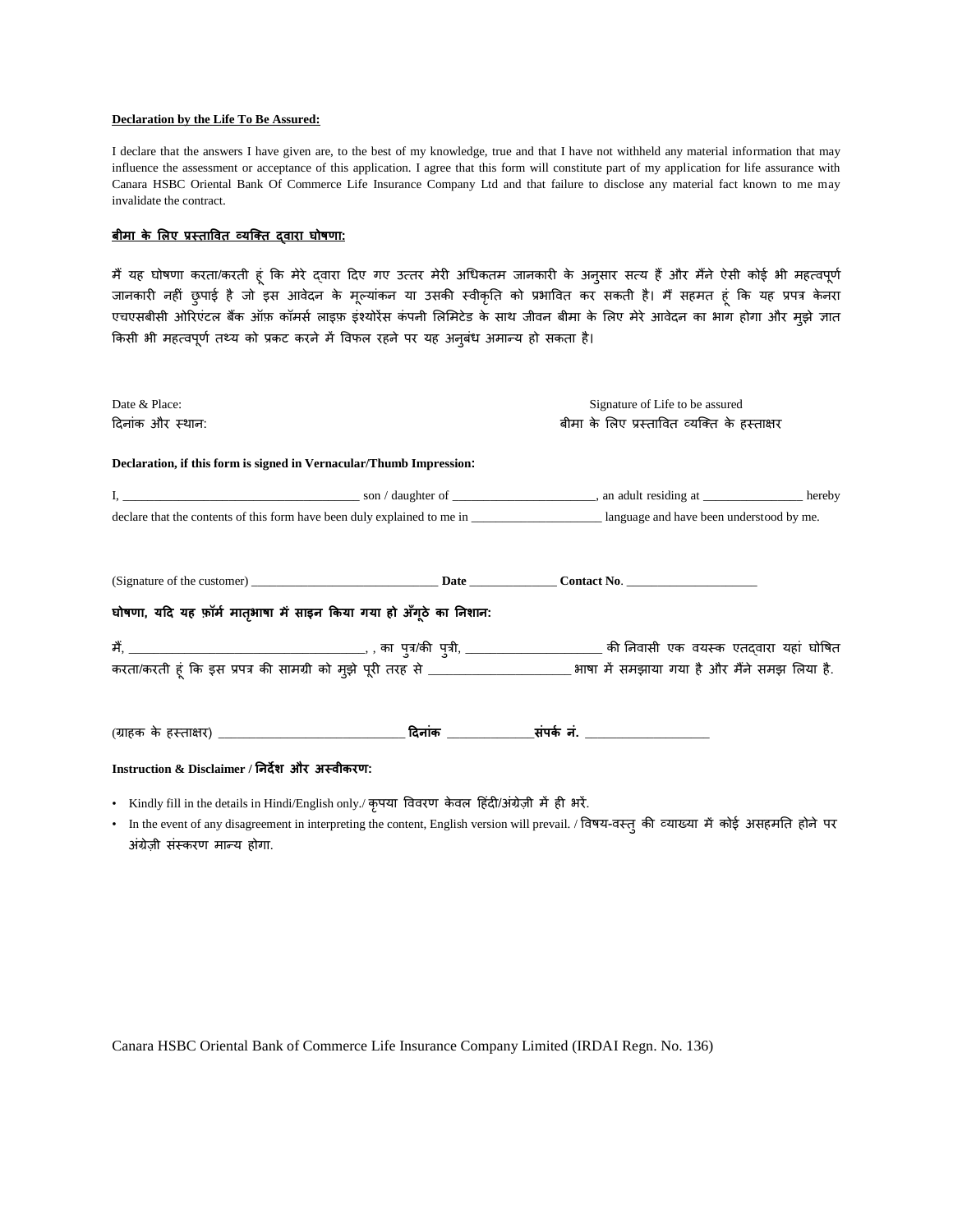**Declaration by the Life To Be Assured:**

I declare that the answers I have given are, to the best of my knowledge, true and that I have not withheld any material information that may influence the assessment or acceptance of this application. I agree that this form will constitute part of my application for life assurance with Canara HSBC Oriental Bank Of Commerce Life Insurance Company Ltd and that failure to disclose any material fact known to me may invalidate the contract.

**बीमा के लिए प्रस्तावित व्यक्ति द्वारा घोषणा:**

मैं यह घोषणा करता/करती हूं कि मेरे द्वारा दिए गए उत्तर मेरी अधिकतम जानकारी के अनुसार सत्य हैं और मैंने ऐसी कोई भी महत्वपूर्ण जानकारी नहीं छुपाई है जो इस आवेदन के मूल्यांकन या उसकी स्वीकृति को प्रभावित कर सकती है। मैं सहमत हूं कि यह प्रपत्र केनरा एचएसबीसी ओरिएंटल बैंक ऑफ़ कॉमर्स लाइफ़ इंश्योरेंस कंपनी लिमिटेड के साथ जीवन बीमा के लिए मेरे आवेदन का भाग होगा और मुझे ज्ञात किसी भी महत्वपूर्ण तथ्य को प्रकट करने में विफल रहने पर यह अनुबंध अमान्य हो सकता है।

Date & Place:
दिनांक और स्थान:

Signature of Life to be assured
बीमा के लिए प्रस्तावित व्यक्ति के हस्ताक्षर

**Declaration, if this form is signed in Vernacular/Thumb Impression:**

I, ______________________________________ son / daughter of ______________________, an adult residing at ________________ hereby declare that the contents of this form have been duly explained to me in ____________________ language and have been understood by me.

(Signature of the customer) ______________________________ **Date** ______________ **Contact No**. _____________________

**घोषणा, यदि यह फ़ॉर्म मातृभाषा में साइन किया गया हो अँगूठे का निशान:**

मैं, ______________________________________, , का पुत्र/की पुत्री, _____________________ की निवासी एक वयस्क एतद्वारा यहां घोषित करता/करती हूं कि इस प्रपत्र की सामग्री को मुझे पूरी तरह से _____________________ भाषा में समझाया गया है और मैंने समझ लिया है.

(ग्राहक के हस्ताक्षर) ____________________________ **दिनांक** _____________**संपर्क नं.** ___________________

**Instruction & Disclaimer / निर्देश और अस्वीकरण:**

- Kindly fill in the details in Hindi/English only./ कृपया विवरण केवल हिंदी/अंग्रेज़ी में ही भरें.
- In the event of any disagreement in interpreting the content, English version will prevail. / विषय-वस्तु की व्याख्या में कोई असहमति होने पर अंग्रेज़ी संस्करण मान्य होगा.

Canara HSBC Oriental Bank of Commerce Life Insurance Company Limited (IRDAI Regn. No. 136)